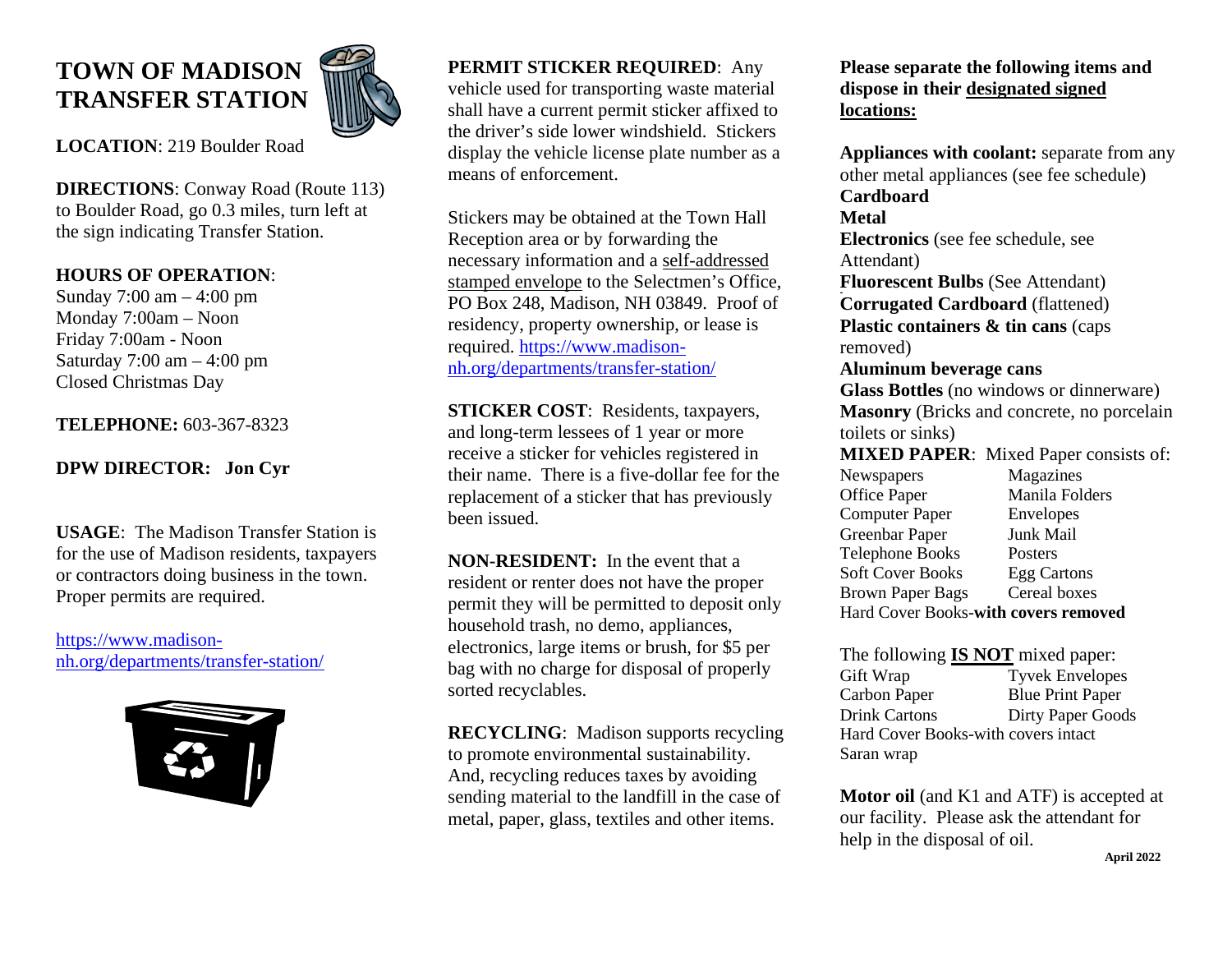# TOWN OF MADISON TRANSFER STATION

**LOCATION**: 219 Boulder Road

**DIRECTIONS**: Conway Road (Route 113) to Boulder Road, go 0.3 miles, turn left at the sign indicating Transfer Station.

**HOURS OF OPERATION**:
Sunday 7:00 am – 4:00 pm
Monday 7:00am – Noon
Friday 7:00am - Noon
Saturday 7:00 am – 4:00 pm
Closed Christmas Day

**TELEPHONE:** 603-367-8323

**DPW DIRECTOR: Jon Cyr**

**USAGE**: The Madison Transfer Station is for the use of Madison residents, taxpayers or contractors doing business in the town. Proper permits are required.

https://www.madison-nh.org/departments/transfer-station/

**PERMIT STICKER REQUIRED**: Any vehicle used for transporting waste material shall have a current permit sticker affixed to the driver's side lower windshield. Stickers display the vehicle license plate number as a means of enforcement.

Stickers may be obtained at the Town Hall Reception area or by forwarding the necessary information and a self-addressed stamped envelope to the Selectmen's Office, PO Box 248, Madison, NH 03849. Proof of residency, property ownership, or lease is required. https://www.madison-nh.org/departments/transfer-station/

**STICKER COST**: Residents, taxpayers, and long-term lessees of 1 year or more receive a sticker for vehicles registered in their name. There is a five-dollar fee for the replacement of a sticker that has previously been issued.

**NON-RESIDENT:** In the event that a resident or renter does not have the proper permit they will be permitted to deposit only household trash, no demo, appliances, electronics, large items or brush, for $5 per bag with no charge for disposal of properly sorted recyclables.

**RECYCLING**: Madison supports recycling to promote environmental sustainability. And, recycling reduces taxes by avoiding sending material to the landfill in the case of metal, paper, glass, textiles and other items.

**Please separate the following items and dispose in their designated signed locations:**

**Appliances with coolant:** separate from any other metal appliances (see fee schedule)
**Cardboard**
**Metal**
**Electronics** (see fee schedule, see Attendant)
**Fluorescent Bulbs** (See Attendant)
**Corrugated Cardboard** (flattened)
**Plastic containers & tin cans** (caps removed)
**Aluminum beverage cans**
**Glass Bottles** (no windows or dinnerware)
**Masonry** (Bricks and concrete, no porcelain toilets or sinks)
**MIXED PAPER**: Mixed Paper consists of:

| | |
|---|---|
| Newspapers | Magazines |
| Office Paper | Manila Folders |
| Computer Paper | Envelopes |
| Greenbar Paper | Junk Mail |
| Telephone Books | Posters |
| Soft Cover Books | Egg Cartons |
| Brown Paper Bags | Cereal boxes |

Hard Cover Books-**with covers removed**

The following **IS NOT** mixed paper:

| | |
|---|---|
| Gift Wrap | Tyvek Envelopes |
| Carbon Paper | Blue Print Paper |
| Drink Cartons | Dirty Paper Goods |

Hard Cover Books-with covers intact
Saran wrap

**Motor oil** (and K1 and ATF) is accepted at our facility. Please ask the attendant for help in the disposal of oil.

**April 2022**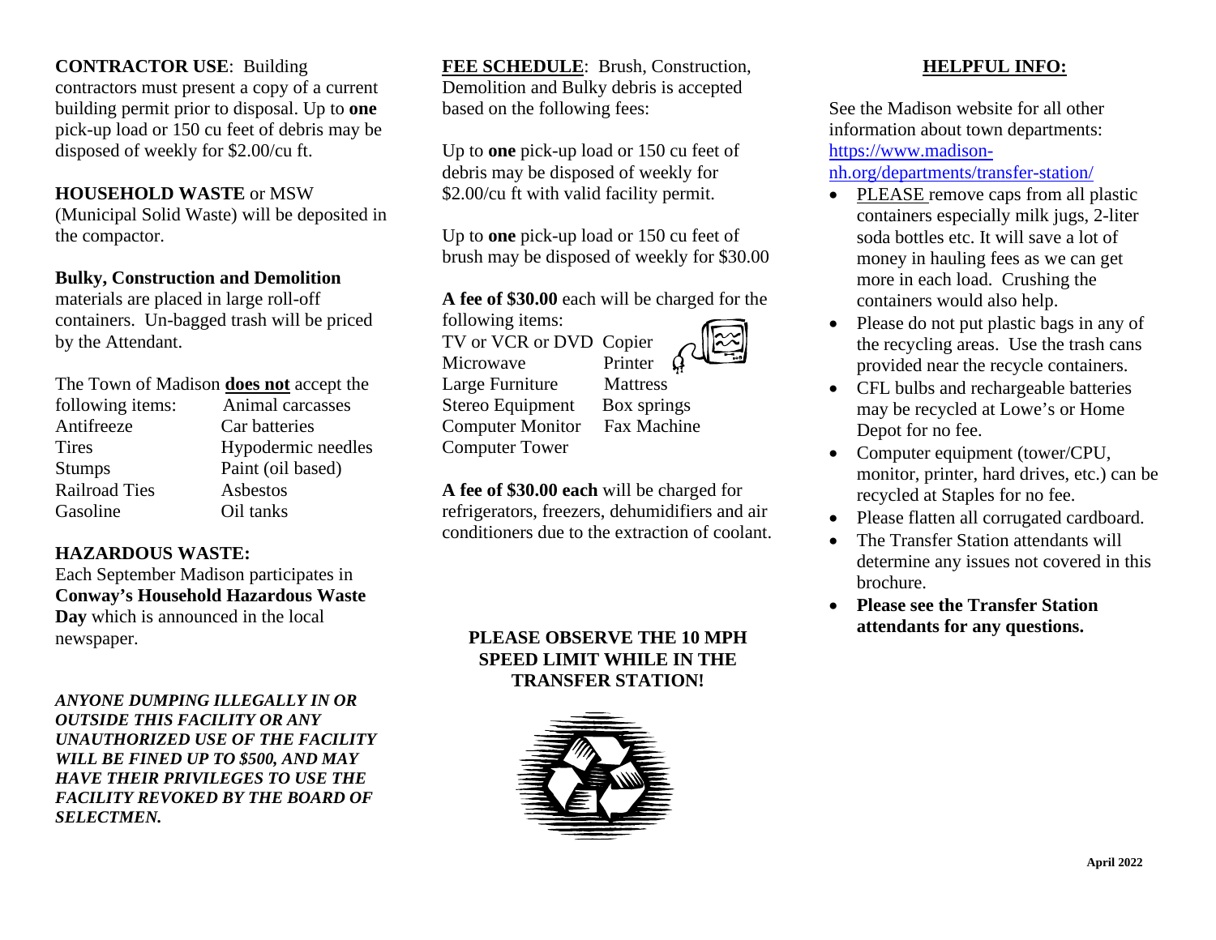**CONTRACTOR USE**: Building contractors must present a copy of a current building permit prior to disposal. Up to **one** pick-up load or 150 cu feet of debris may be disposed of weekly for $2.00/cu ft.

**HOUSEHOLD WASTE** or MSW (Municipal Solid Waste) will be deposited in the compactor.

**Bulky, Construction and Demolition** materials are placed in large roll-off containers. Un-bagged trash will be priced by the Attendant.

The Town of Madison **does not** accept the following items:

| | |
|---|---|
| | Animal carcasses |
| Antifreeze | Car batteries |
| Tires | Hypodermic needles |
| Stumps | Paint (oil based) |
| Railroad Ties | Asbestos |
| Gasoline | Oil tanks |

**HAZARDOUS WASTE:**

Each September Madison participates in **Conway's Household Hazardous Waste Day** which is announced in the local newspaper.

***ANYONE DUMPING ILLEGALLY IN OR OUTSIDE THIS FACILITY OR ANY UNAUTHORIZED USE OF THE FACILITY WILL BE FINED UP TO $500, AND MAY HAVE THEIR PRIVILEGES TO USE THE FACILITY REVOKED BY THE BOARD OF SELECTMEN.***

**FEE SCHEDULE**: Brush, Construction, Demolition and Bulky debris is accepted based on the following fees:

Up to **one** pick-up load or 150 cu feet of debris may be disposed of weekly for $2.00/cu ft with valid facility permit.

Up to **one** pick-up load or 150 cu feet of brush may be disposed of weekly for $30.00

**A fee of $30.00** each will be charged for the following items:

| | |
|---|---|
| TV or VCR or DVD | Copier |
| Microwave | Printer |
| Large Furniture | Mattress |
| Stereo Equipment | Box springs |
| Computer Monitor | Fax Machine |
| Computer Tower | |

**A fee of $30.00 each** will be charged for refrigerators, freezers, dehumidifiers and air conditioners due to the extraction of coolant.

**PLEASE OBSERVE THE 10 MPH SPEED LIMIT WHILE IN THE TRANSFER STATION!**

## HELPFUL INFO:

See the Madison website for all other information about town departments: https://www.madison-nh.org/departments/transfer-station/

- PLEASE remove caps from all plastic containers especially milk jugs, 2-liter soda bottles etc. It will save a lot of money in hauling fees as we can get more in each load. Crushing the containers would also help.
- Please do not put plastic bags in any of the recycling areas. Use the trash cans provided near the recycle containers.
- CFL bulbs and rechargeable batteries may be recycled at Lowe's or Home Depot for no fee.
- Computer equipment (tower/CPU, monitor, printer, hard drives, etc.) can be recycled at Staples for no fee.
- Please flatten all corrugated cardboard.
- The Transfer Station attendants will determine any issues not covered in this brochure.
- **Please see the Transfer Station attendants for any questions.**

**April 2022**